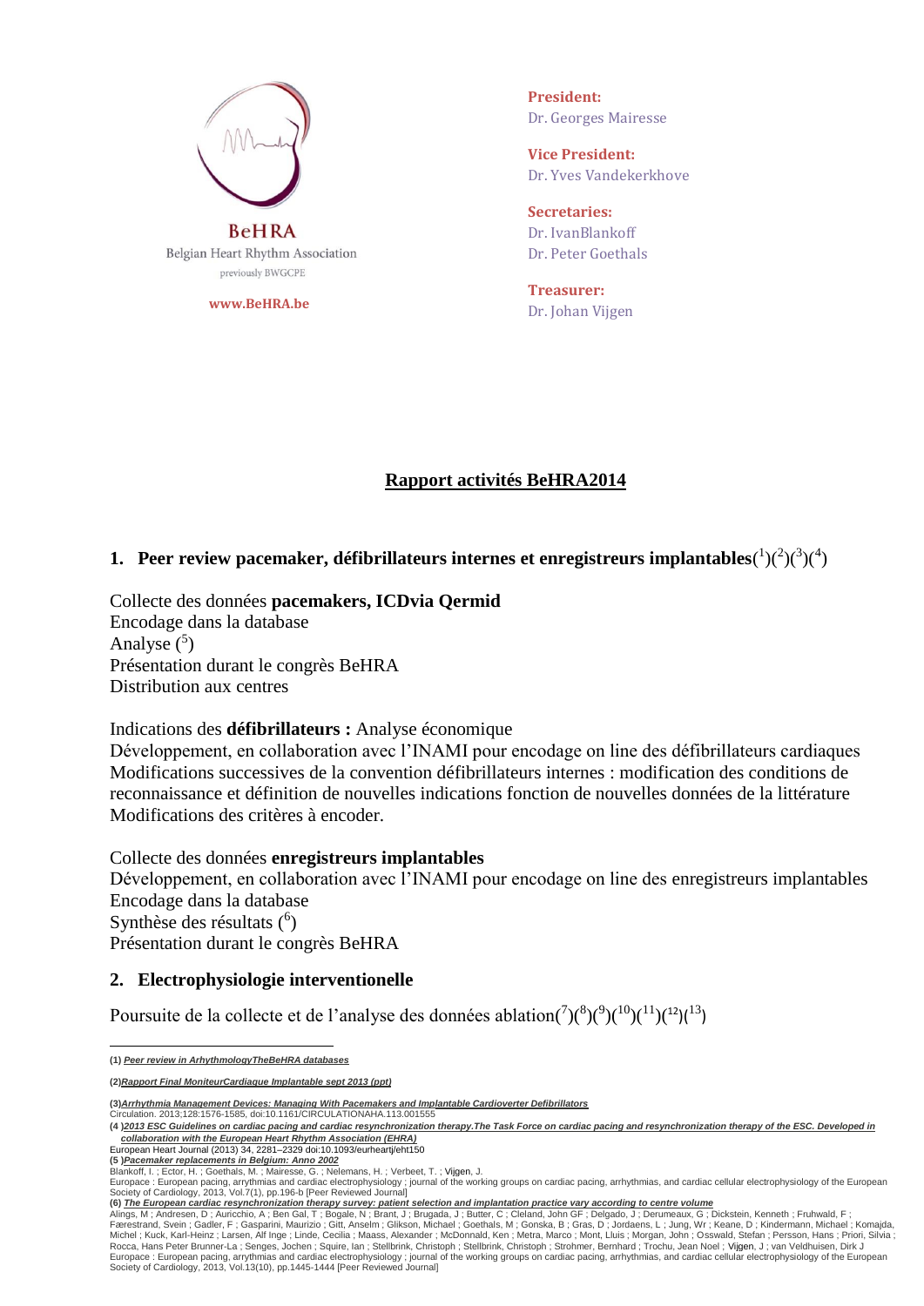BeHRA

Belgian Heart Rhythm Association

previously BWGCPE

www.BeHRA.be

**President:**
Dr. Georges Mairesse

**Vice President:**
Dr. Yves Vandekerkhove

**Secretaries:**
Dr. IvanBlankoff
Dr. Peter Goethals

**Treasurer:**
Dr. Johan Vijgen

## Rapport activités BeHRA2014

### 1. Peer review pacemaker, défibrillateurs internes et enregistreurs implantables([1])([2])([3])([4])

Collecte des données **pacemakers, ICDvia Qermid**
Encodage dans la database
Analyse ([5])
Présentation durant le congrès BeHRA
Distribution aux centres

Indications des **défibrillateurs :** Analyse économique
Développement, en collaboration avec l'INAMI pour encodage on line des défibrillateurs cardiaques
Modifications successives de la convention défibrillateurs internes : modification des conditions de reconnaissance et définition de nouvelles indications fonction de nouvelles données de la littérature
Modifications des critères à encoder.

Collecte des données **enregistreurs implantables**
Développement, en collaboration avec l'INAMI pour encodage on line des enregistreurs implantables
Encodage dans la database
Synthèse des résultats ([6])
Présentation durant le congrès BeHRA

### 2. Electrophysiologie interventionelle

Poursuite de la collecte et de l'analyse des données ablation([7])([8])([9])([10])([11])([12])([13])

---

**(1)** *Peer review in ArhythmologyTheBeHRA databases*

**(2)***Rapport Final MoniteurCardiaque Implantable sept 2013 (ppt)*

**(3)***Arrhythmia Management Devices: Managing With Pacemakers and Implantable Cardioverter Defibrillators*
Circulation. 2013;128:1576-1585, doi:10.1161/CIRCULATIONAHA.113.001555

**(4 )***2013 ESC Guidelines on cardiac pacing and cardiac resynchronization therapy.The Task Force on cardiac pacing and resynchronization therapy of the ESC. Developed in collaboration with the European Heart Rhythm Association (EHRA)*
European Heart Journal (2013) 34, 2281–2329 doi:10.1093/eurheartj/eht150

**(5 )***Pacemaker replacements in Belgium: Anno 2002*
Blankoff, I. ; Ector, H. ; Goethals, M. ; Mairesse, G. ; Nelemans, H. ; Verbeet, T. ; Vijgen, J.
Europace : European pacing, arrythmias and cardiac electrophysiology ; journal of the working groups on cardiac pacing, arrhythmias, and cardiac cellular electrophysiology of the European Society of Cardiology, 2013, Vol.7(1), pp.196-b [Peer Reviewed Journal]

**(6)** *The European cardiac resynchronization therapy survey: patient selection and implantation practice vary according to centre volume*
Alings, M ; Andresen, D ; Auricchio, A ; Ben Gal, T ; Bogale, N ; Brant, J ; Brugada, J ; Butter, C ; Cleland, John GF ; Delgado, J ; Derumeaux, G ; Dickstein, Kenneth ; Fruhwald, F ; Færestrand, Svein ; Gadler, F ; Gasparini, Maurizio ; Gitt, Anselm ; Glikson, Michael ; Goethals, M ; Gonska, B ; Gras, D ; Jordaens, L ; Jung, Wr ; Keane, D ; Kindermann, Michael ; Komajda, Michel ; Kuck, Karl-Heinz ; Larsen, Alf Inge ; Linde, Cecilia ; Maass, Alexander ; McDonnald, Ken ; Metra, Marco ; Mont, Lluis ; Morgan, John ; Osswald, Stefan ; Persson, Hans ; Priori, Silvia ; Rocca, Hans Peter Brunner-La ; Senges, Jochen ; Squire, Ian ; Stellbrink, Christoph ; Stellbrink, Christoph ; Strohmer, Bernhard ; Trochu, Jean Noel ; Vijgen, J ; van Veldhuisen, Dirk J
Europace : European pacing, arrythmias and cardiac electrophysiology ; journal of the working groups on cardiac pacing, arrhythmias, and cardiac cellular electrophysiology of the European Society of Cardiology, 2013, Vol.13(10), pp.1445-1444 [Peer Reviewed Journal]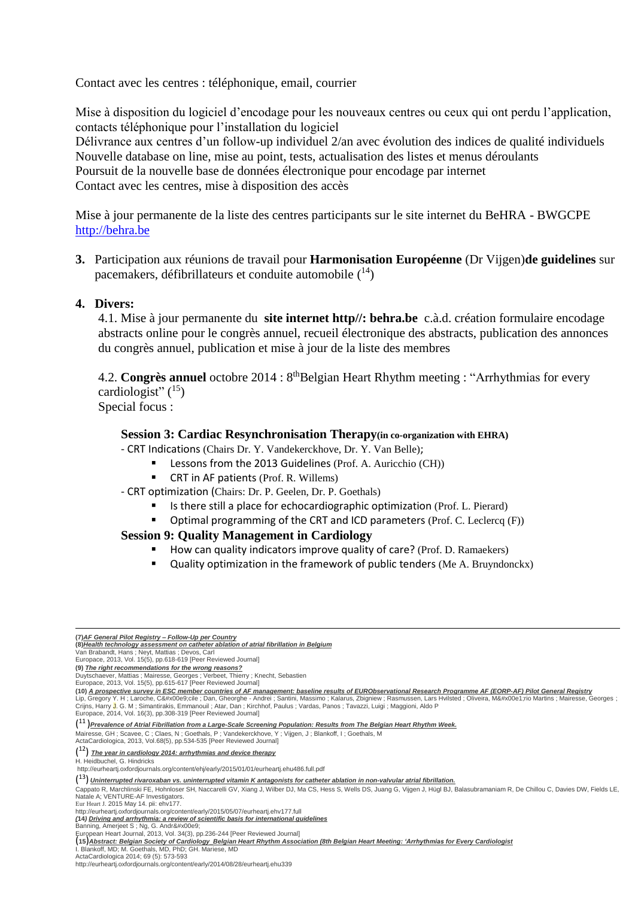Contact avec les centres : téléphonique, email, courrier

Mise à disposition du logiciel d'encodage pour les nouveaux centres ou ceux qui ont perdu l'application, contacts téléphonique pour l'installation du logiciel
Délivrance aux centres d'un follow-up individuel 2/an avec évolution des indices de qualité individuels
Nouvelle database on line, mise au point, tests, actualisation des listes et menus déroulants
Poursuit de la nouvelle base de données électronique pour encodage par internet
Contact avec les centres, mise à disposition des accès

Mise à jour permanente de la liste des centres participants sur le site internet du BeHRA - BWGCPE
http://behra.be

3. Participation aux réunions de travail pour **Harmonisation Européenne** (Dr Vijgen)**de guidelines** sur pacemakers, défibrillateurs et conduite automobile ([14])

4. **Divers:**

   4.1. Mise à jour permanente du **site internet http//: behra.be** c.à.d. création formulaire encodage abstracts online pour le congrès annuel, recueil électronique des abstracts, publication des annonces du congrès annuel, publication et mise à jour de la liste des membres

   4.2. **Congrès annuel** octobre 2014 : 8th Belgian Heart Rhythm meeting : "Arrhythmias for every cardiologist" ([15])
   Special focus :

**Session 3: Cardiac Resynchronisation Therapy (in co-organization with EHRA)**

- CRT Indications (Chairs Dr. Y. Vandekerckhove, Dr. Y. Van Belle);
  - Lessons from the 2013 Guidelines (Prof. A. Auricchio (CH))
  - CRT in AF patients (Prof. R. Willems)
- CRT optimization (Chairs: Dr. P. Geelen, Dr. P. Goethals)
  - Is there still a place for echocardiographic optimization (Prof. L. Pierard)
  - Optimal programming of the CRT and ICD parameters (Prof. C. Leclercq (F))

**Session 9: Quality Management in Cardiology**

- How can quality indicators improve quality of care? (Prof. D. Ramaekers)
- Quality optimization in the framework of public tenders (Me A. Bruyndonckx)

---

(7) *AF General Pilot Registry – Follow-Up per Country*

(8) *Health technology assessment on catheter ablation of atrial fibrillation in Belgium*
Van Brabandt, Hans ; Neyt, Mattias ; Devos, Carl
Europace, 2013, Vol. 15(5), pp.618-619 [Peer Reviewed Journal]

(9) *The right recommendations for the wrong reasons?*
Duytschaever, Mattias ; Mairesse, Georges ; Verbeet, Thierry ; Knecht, Sebastien
Europace, 2013, Vol. 15(5), pp.615-617 [Peer Reviewed Journal]

(10) *A prospective survey in ESC member countries of AF management: baseline results of EURObservational Research Programme AF (EORP-AF) Pilot General Registry*
Lip, Gregory Y. H ; Laroche, C&#x00e9;cile ; Dan, Gheorghe - Andrei ; Santini, Massimo ; Kalarus, Zbigniew ; Rasmussen, Lars Hvilsted ; Oliveira, M&#x00e1;rio Martins ; Mairesse, Georges ; Crijns, Harry J. G. M ; Simantirakis, Emmanouil ; Atar, Dan ; Kirchhof, Paulus ; Vardas, Panos ; Tavazzi, Luigi ; Maggioni, Aldo P
Europace, 2014, Vol. 16(3), pp.308-319 [Peer Reviewed Journal]

(11) *Prevalence of Atrial Fibrillation from a Large-Scale Screening Population: Results from The Belgian Heart Rhythm Week.*
Mairesse, GH ; Scavee, C ; Claes, N ; Goethals, P ; Vandekerckhove, Y ; Vijgen, J ; Blankoff, I ; Goethals, M
ActaCardiologica, 2013, Vol.68(5), pp.534-535 [Peer Reviewed Journal]

(12) *The year in cardiology 2014: arrhythmias and device therapy*
H. Heidbuchel, G. Hindricks
http://eurheartj.oxfordjournals.org/content/ehj/early/2015/01/01/eurheartj.ehu486.full.pdf

(13) *Uninterrupted rivaroxaban vs. uninterrupted vitamin K antagonists for catheter ablation in non-valvular atrial fibrillation.*
Cappato R, Marchlinski FE, Hohnloser SH, Naccarelli GV, Xiang J, Wilber DJ, Ma CS, Hess S, Wells DS, Juang G, Vijgen J, Hügl BJ, Balasubramaniam R, De Chillou C, Davies DW, Fields LE, Natale A; VENTURE-AF Investigators.
Eur Heart J. 2015 May 14. pii: ehv177.
http://eurheartj.oxfordjournals.org/content/early/2015/05/07/eurheartj.ehv177.full

(14) *Driving and arrhythmia: a review of scientific basis for international guidelines*
Banning, Amerjeet S ; Ng, G. Andr&#x00e9;
European Heart Journal, 2013, Vol. 34(3), pp.236-244 [Peer Reviewed Journal]

(15) *Abstract: Belgian Society of Cardiology_Belgian Heart Rhythm Association (8th Belgian Heart Meeting: 'Arrhythmias for Every Cardiologist*
I. Blankoff, MD; M. Goethals, MD, PhD; GH. Mariese, MD
ActaCardiologica 2014; 69 (5): 573-593
http://eurheartj.oxfordjournals.org/content/early/2014/08/28/eurheartj.ehu339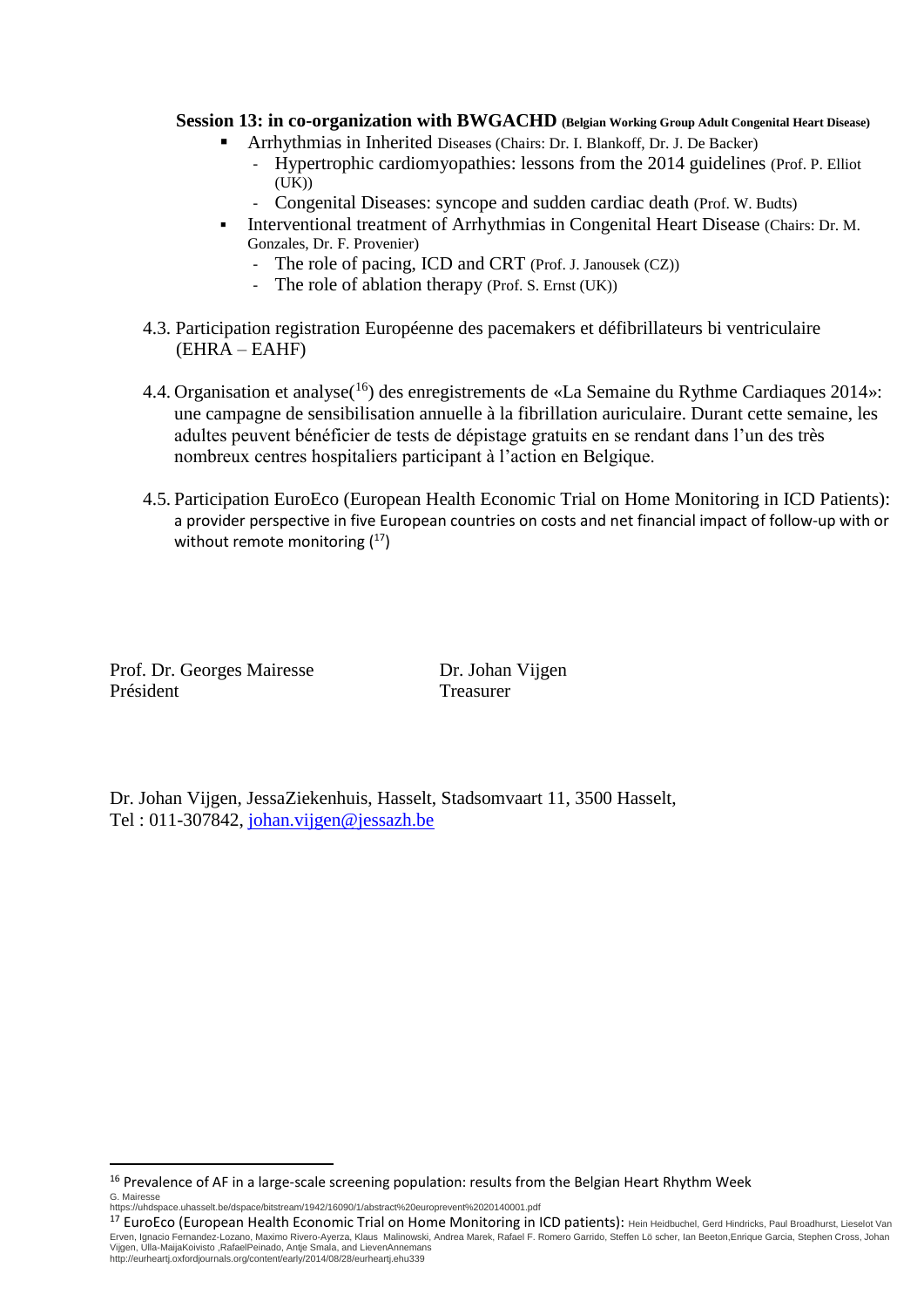**Session 13: in co-organization with BWGACHD** (Belgian Working Group Adult Congenital Heart Disease)

- Arrhythmias in Inherited Diseases (Chairs: Dr. I. Blankoff, Dr. J. De Backer)
  - Hypertrophic cardiomyopathies: lessons from the 2014 guidelines (Prof. P. Elliot (UK))
  - Congenital Diseases: syncope and sudden cardiac death (Prof. W. Budts)
- Interventional treatment of Arrhythmias in Congenital Heart Disease (Chairs: Dr. M. Gonzales, Dr. F. Provenier)
  - The role of pacing, ICD and CRT (Prof. J. Janousek (CZ))
  - The role of ablation therapy (Prof. S. Ernst (UK))

4.3. Participation registration Européenne des pacemakers et défibrillateurs bi ventriculaire (EHRA – EAHF)

4.4. Organisation et analyse([16]) des enregistrements de «La Semaine du Rythme Cardiaques 2014»: une campagne de sensibilisation annuelle à la fibrillation auriculaire. Durant cette semaine, les adultes peuvent bénéficier de tests de dépistage gratuits en se rendant dans l'un des très nombreux centres hospitaliers participant à l'action en Belgique.

4.5. Participation EuroEco (European Health Economic Trial on Home Monitoring in ICD Patients): a provider perspective in five European countries on costs and net financial impact of follow-up with or without remote monitoring ([17])

Prof. Dr. Georges Mairesse
Président

Dr. Johan Vijgen
Treasurer

Dr. Johan Vijgen, JessaZiekenhuis, Hasselt, Stadsomvaart 11, 3500 Hasselt,
Tel : 011-307842, johan.vijgen@jessazh.be

---

[16] Prevalence of AF in a large-scale screening population: results from the Belgian Heart Rhythm Week
G. Mairesse
https://uhdspace.uhasselt.be/dspace/bitstream/1942/16090/1/abstract%20europrevent%2020140001.pdf

[17] EuroEco (European Health Economic Trial on Home Monitoring in ICD patients): Hein Heidbuchel, Gerd Hindricks, Paul Broadhurst, Lieselot Van Erven, Ignacio Fernandez-Lozano, Maximo Rivero-Ayerza, Klaus Malinowski, Andrea Marek, Rafael F. Romero Garrido, Steffen Lö scher, Ian Beeton,Enrique Garcia, Stephen Cross, Johan Vijgen, Ulla-MaijaKoivisto ,RafaelPeinado, Antje Smala, and LievenAnnemans
http://eurheartj.oxfordjournals.org/content/early/2014/08/28/eurheartj.ehu339